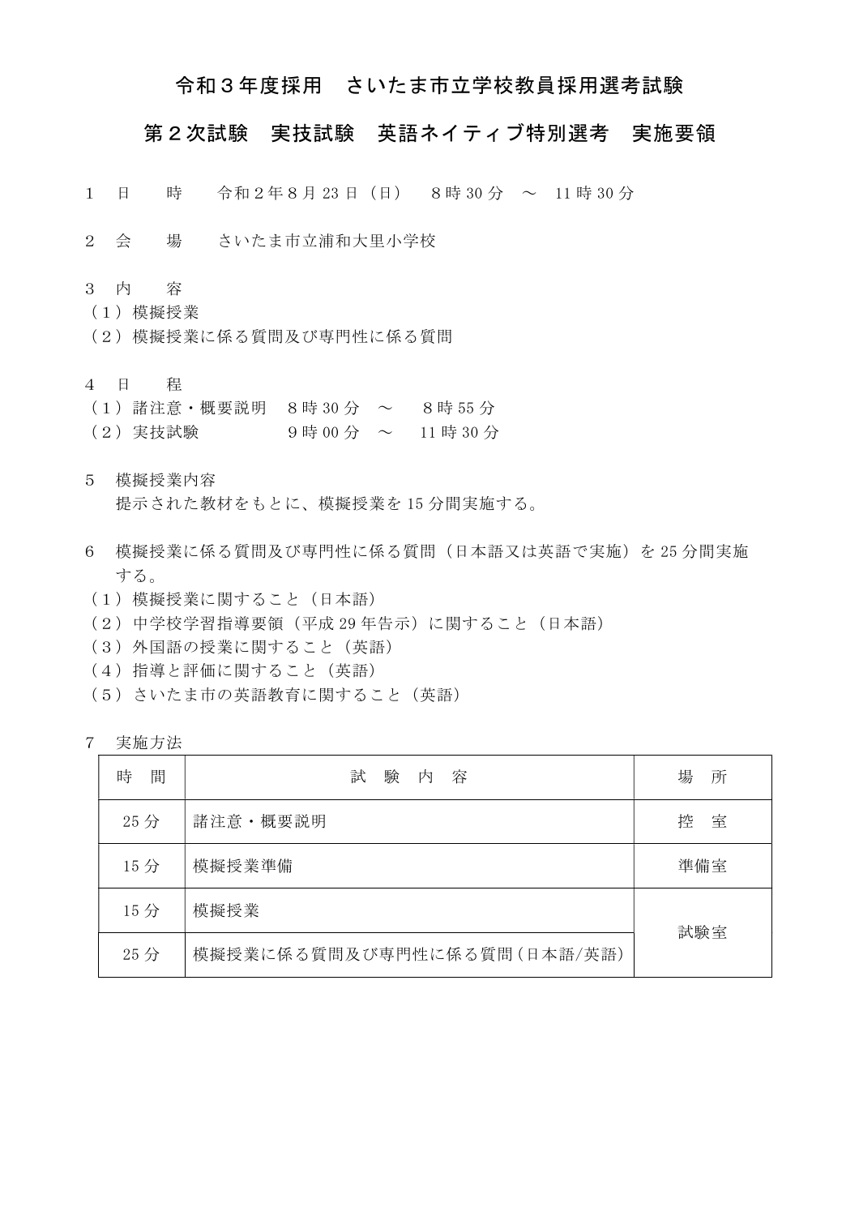# 令和３年度採用　さいたま市立学校教員採用選考試験

## 第２次試験　実技試験　英語ネイティブ特別選考　実施要領

１　日　　時　　令和２年８月 23 日（日）　８時 30 分　～　11 時 30 分

２　会　　場　　さいたま市立浦和大里小学校

３　内　　容

（１）模擬授業

（２）模擬授業に係る質問及び専門性に係る質問

４　日　　程

（１）諸注意・概要説明　８時 30 分　～　８時 55 分

（２）実技試験　　　　　９時 00 分　～　11 時 30 分

５　模擬授業内容

　提示された教材をもとに、模擬授業を 15 分間実施する。

６　模擬授業に係る質問及び専門性に係る質問（日本語又は英語で実施）を 25 分間実施する。

（１）模擬授業に関すること（日本語）

（２）中学校学習指導要領（平成 29 年告示）に関すること（日本語）

（３）外国語の授業に関すること（英語）

（４）指導と評価に関すること（英語）

（５）さいたま市の英語教育に関すること（英語）

７　実施方法

| 時　間 | 試　験　内　容 | 場　所 |
| --- | --- | --- |
| 25 分 | 諸注意・概要説明 | 控　室 |
| 15 分 | 模擬授業準備 | 準備室 |
| 15 分 | 模擬授業 | 試験室 |
| 25 分 | 模擬授業に係る質問及び専門性に係る質問（日本語/英語） | |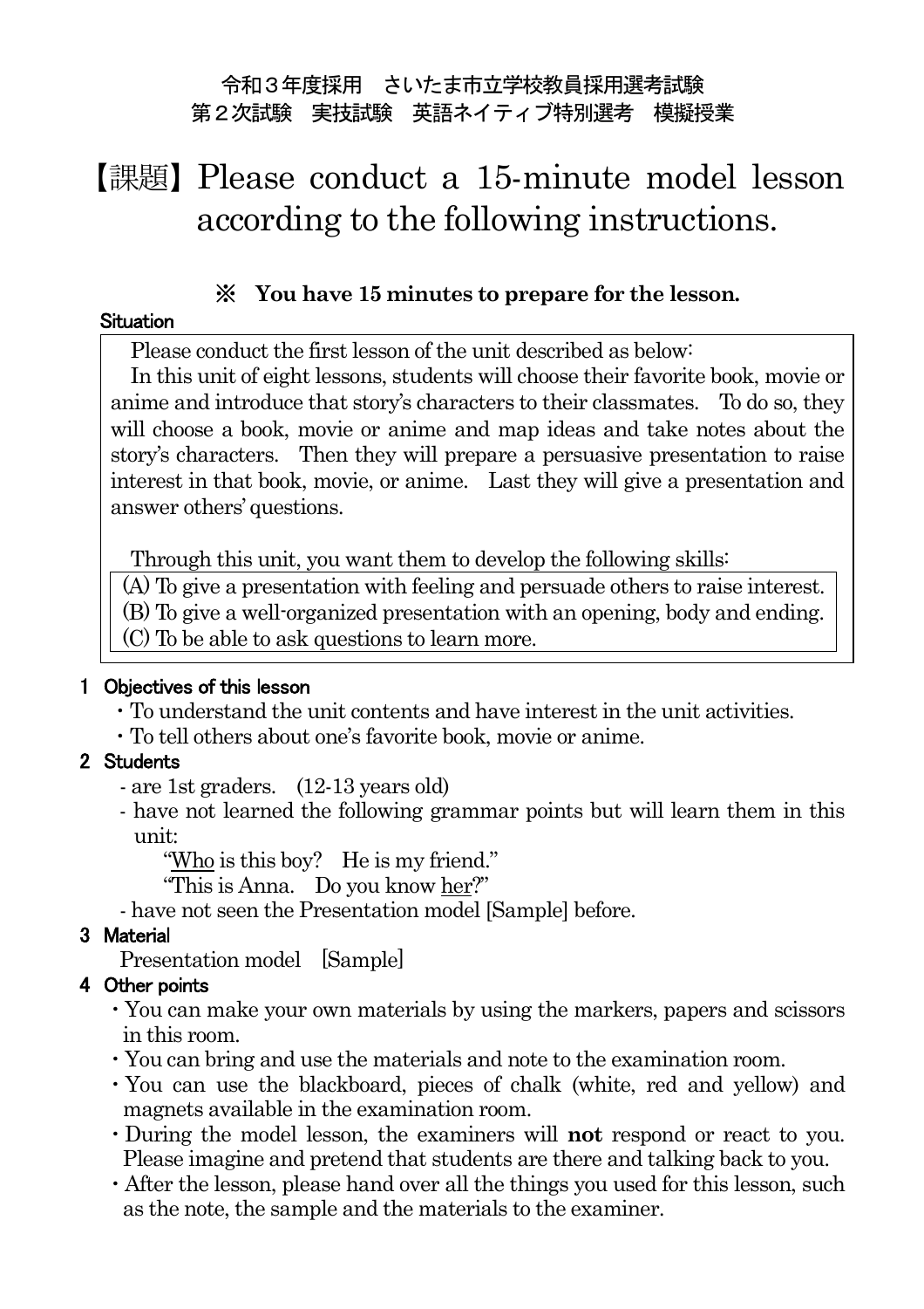令和３年度採用　さいたま市立学校教員採用選考試験
第２次試験　実技試験　英語ネイティブ特別選考　模擬授業

# 【課題】Please conduct a 15-minute model lesson according to the following instructions.

**※　You have 15 minutes to prepare for the lesson.**

### Situation

Please conduct the first lesson of the unit described as below:

In this unit of eight lessons, students will choose their favorite book, movie or anime and introduce that story's characters to their classmates.　To do so, they will choose a book, movie or anime and map ideas and take notes about the story's characters.　Then they will prepare a persuasive presentation to raise interest in that book, movie, or anime.　Last they will give a presentation and answer others' questions.

Through this unit, you want them to develop the following skills:

(A) To give a presentation with feeling and persuade others to raise interest.
(B) To give a well-organized presentation with an opening, body and ending.
(C) To be able to ask questions to learn more.

### 1　Objectives of this lesson

- To understand the unit contents and have interest in the unit activities.
- To tell others about one's favorite book, movie or anime.

### 2　Students

- are 1st graders.　(12-13 years old)
- have not learned the following grammar points but will learn them in this unit:
  - "<u>Who</u> is this boy?　He is my friend."
  - "This is Anna.　Do you know <u>her</u>?"
- have not seen the Presentation model [Sample] before.

### 3　Material

Presentation model　[Sample]

### 4　Other points

- You can make your own materials by using the markers, papers and scissors in this room.
- You can bring and use the materials and note to the examination room.
- You can use the blackboard, pieces of chalk (white, red and yellow) and magnets available in the examination room.
- During the model lesson, the examiners will **not** respond or react to you. Please imagine and pretend that students are there and talking back to you.
- After the lesson, please hand over all the things you used for this lesson, such as the note, the sample and the materials to the examiner.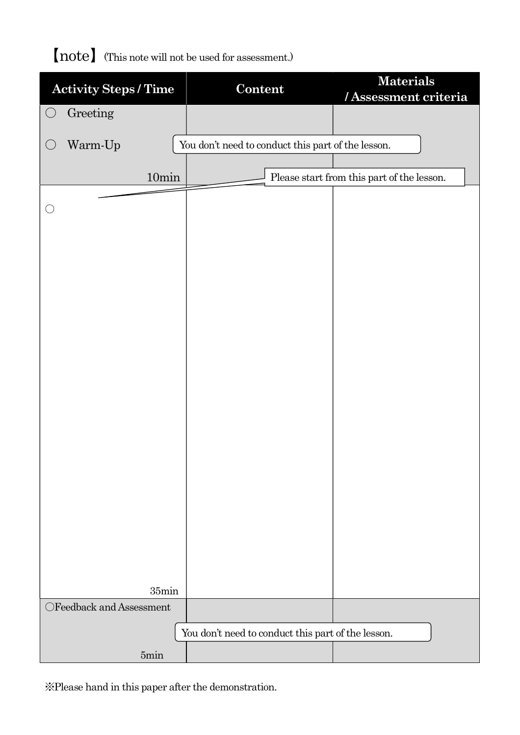## 【note】 (This note will not be used for assessment.)

| Activity Steps / Time | Content | Materials / Assessment criteria |
|---|---|---|
| ○ Greeting<br><br>○ Warm-Up<br><br>10min | You don't need to conduct this part of the lesson. | |
| ○<br><br>35min | Please start from this part of the lesson. | |
| ○Feedback and Assessment<br><br>5min | You don't need to conduct this part of the lesson. | |

※Please hand in this paper after the demonstration.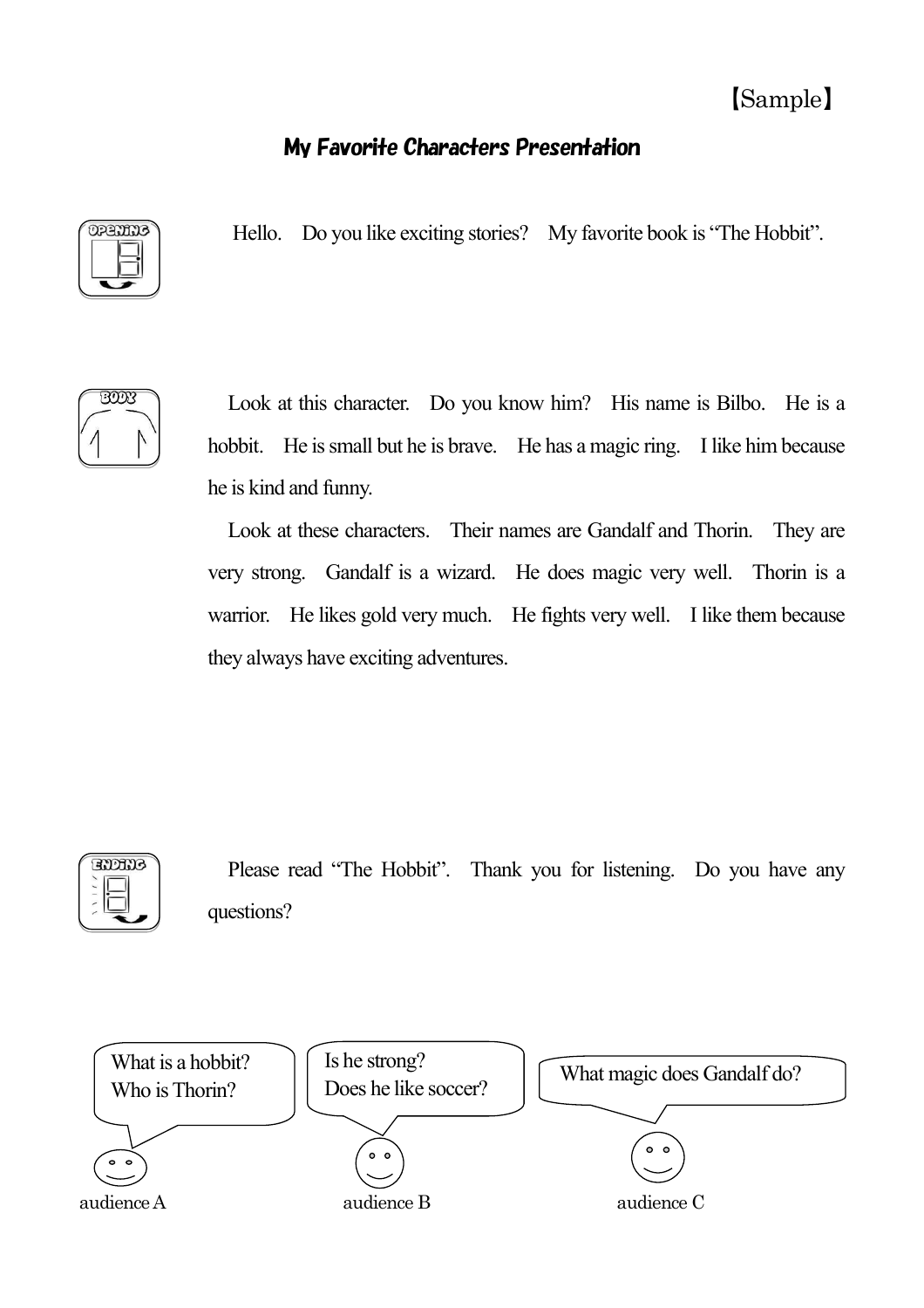【Sample】

## My Favorite Characters Presentation

**OPENING**

Hello. Do you like exciting stories? My favorite book is "The Hobbit".

**BODY**

Look at this character. Do you know him? His name is Bilbo. He is a hobbit. He is small but he is brave. He has a magic ring. I like him because he is kind and funny.

Look at these characters. Their names are Gandalf and Thorin. They are very strong. Gandalf is a wizard. He does magic very well. Thorin is a warrior. He likes gold very much. He fights very well. I like them because they always have exciting adventures.

**ENDING**

Please read "The Hobbit". Thank you for listening. Do you have any questions?

audience A: What is a hobbit? Who is Thorin?

audience B: Is he strong? Does he like soccer?

audience C: What magic does Gandalf do?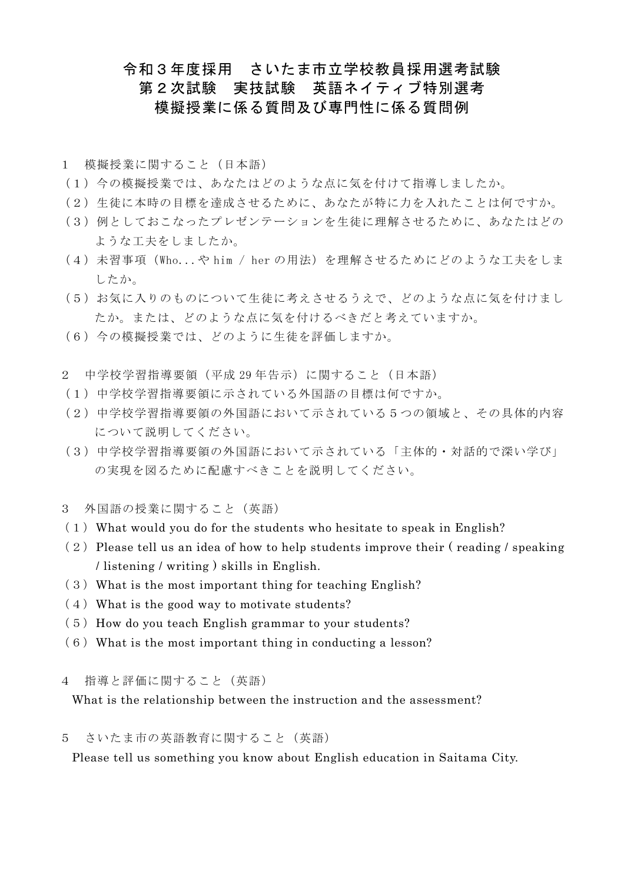# 令和３年度採用　さいたま市立学校教員採用選考試験
# 第２次試験　実技試験　英語ネイティブ特別選考
# 模擬授業に係る質問及び専門性に係る質問例

１　模擬授業に関すること（日本語）

（１）今の模擬授業では、あなたはどのような点に気を付けて指導しましたか。

（２）生徒に本時の目標を達成させるために、あなたが特に力を入れたことは何ですか。

（３）例としておこなったプレゼンテーションを生徒に理解させるために、あなたはどのような工夫をしましたか。

（４）未習事項（Who...や him / her の用法）を理解させるためにどのような工夫をしましたか。

（５）お気に入りのものについて生徒に考えさせるうえで、どのような点に気を付けましたか。または、どのような点に気を付けるべきだと考えていますか。

（６）今の模擬授業では、どのように生徒を評価しますか。

２　中学校学習指導要領（平成 29 年告示）に関すること（日本語）

（１）中学校学習指導要領に示されている外国語の目標は何ですか。

（２）中学校学習指導要領の外国語において示されている５つの領域と、その具体的内容について説明してください。

（３）中学校学習指導要領の外国語において示されている「主体的・対話的で深い学び」の実現を図るために配慮すべきことを説明してください。

３　外国語の授業に関すること（英語）

（１）What would you do for the students who hesitate to speak in English?

（２）Please tell us an idea of how to help students improve their ( reading / speaking / listening / writing ) skills in English.

（３）What is the most important thing for teaching English?

（４）What is the good way to motivate students?

（５）How do you teach English grammar to your students?

（６）What is the most important thing in conducting a lesson?

４　指導と評価に関すること（英語）

What is the relationship between the instruction and the assessment?

５　さいたま市の英語教育に関すること（英語）

Please tell us something you know about English education in Saitama City.